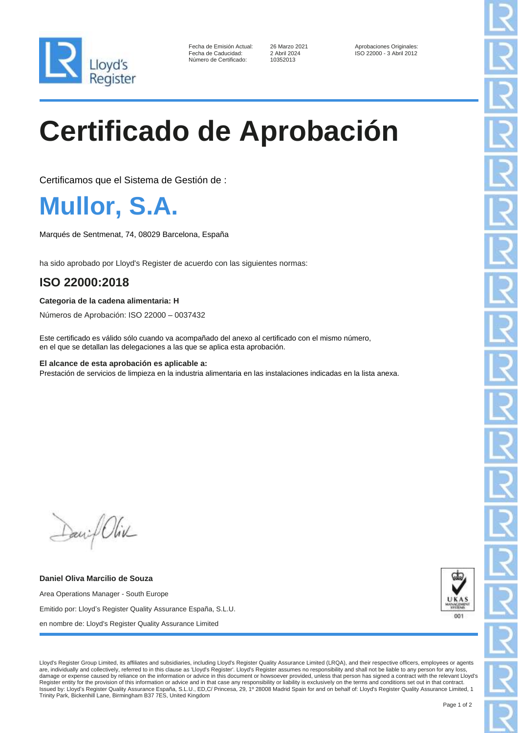Lloyd's Register

Fecha de Emisión Actual: 26 Marzo 2021
Fecha de Caducidad: 2 Abril 2024
Número de Certificado: 10352013

Aprobaciones Originales:
ISO 22000 - 3 Abril 2012

# Certificado de Aprobación

Certificamos que el Sistema de Gestión de :

## Mullor, S.A.

Marqués de Sentmenat, 74, 08029 Barcelona, España

ha sido aprobado por Lloyd's Register de acuerdo con las siguientes normas:

### ISO 22000:2018

**Categoria de la cadena alimentaria: H**

Números de Aprobación: ISO 22000 – 0037432

Este certificado es válido sólo cuando va acompañado del anexo al certificado con el mismo número, en el que se detallan las delegaciones a las que se aplica esta aprobación.

**El alcance de esta aprobación es aplicable a:**
Prestación de servicios de limpieza en la industria alimentaria en las instalaciones indicadas en la lista anexa.

**Daniel Oliva Marcilio de Souza**

Area Operations Manager - South Europe

Emitido por: Lloyd's Register Quality Assurance España, S.L.U.

en nombre de: Lloyd's Register Quality Assurance Limited

UKAS MANAGEMENT SYSTEMS 001

Lloyd's Register Group Limited, its affiliates and subsidiaries, including Lloyd's Register Quality Assurance Limited (LRQA), and their respective officers, employees or agents are, individually and collectively, referred to in this clause as 'Lloyd's Register'. Lloyd's Register assumes no responsibility and shall not be liable to any person for any loss, damage or expense caused by reliance on the information or advice in this document or howsoever provided, unless that person has signed a contract with the relevant Lloyd's Register entity for the provision of this information or advice and in that case any responsibility or liability is exclusively on the terms and conditions set out in that contract.
Issued by: Lloyd's Register Quality Assurance España, S.L.U., ED,C/ Princesa, 29, 1º 28008 Madrid Spain for and on behalf of: Lloyd's Register Quality Assurance Limited, 1 Trinity Park, Bickenhill Lane, Birmingham B37 7ES, United Kingdom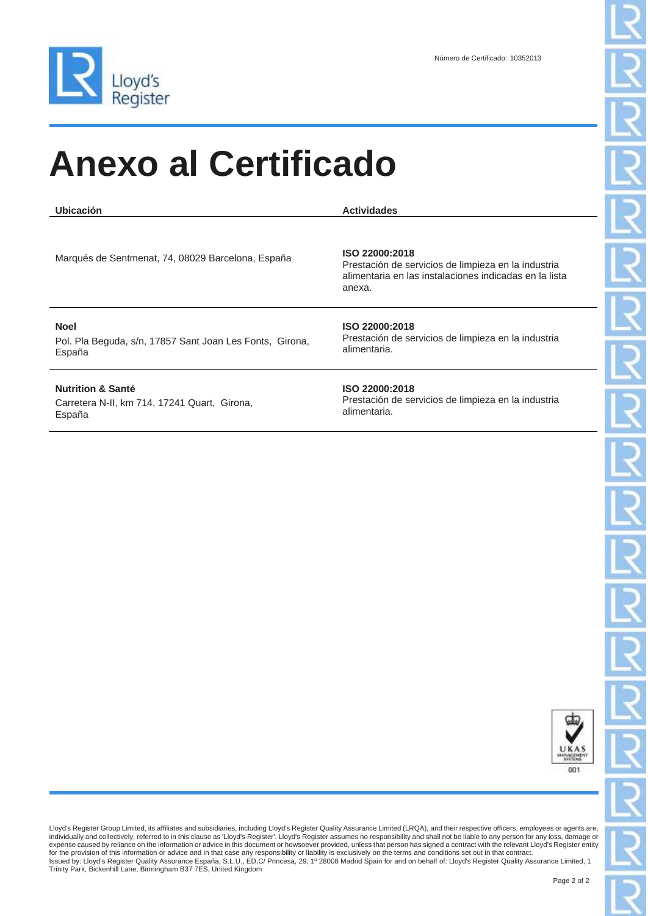Número de Certificado: 10352013

# Anexo al Certificado

| Ubicación | Actividades |
| --- | --- |
| Marqués de Sentmenat, 74, 08029 Barcelona, España | **ISO 22000:2018**<br>Prestación de servicios de limpieza en la industria alimentaria en las instalaciones indicadas en la lista anexa. |
| **Noel**<br>Pol. Pla Beguda, s/n, 17857 Sant Joan Les Fonts, Girona, España | **ISO 22000:2018**<br>Prestación de servicios de limpieza en la industria alimentaria. |
| **Nutrition & Santé**<br>Carretera N-II, km 714, 17241 Quart, Girona, España | **ISO 22000:2018**<br>Prestación de servicios de limpieza en la industria alimentaria. |

UKAS MANAGEMENT SYSTEMS 001

Lloyd's Register Group Limited, its affiliates and subsidiaries, including Lloyd's Register Quality Assurance Limited (LRQA), and their respective officers, employees or agents are, individually and collectively, referred to in this clause as 'Lloyd's Register'. Lloyd's Register assumes no responsibility and shall not be liable to any person for any loss, damage or expense caused by reliance on the information or advice in this document or howsoever provided, unless that person has signed a contract with the relevant Lloyd's Register entity for the provision of this information or advice and in that case any responsibility or liability is exclusively on the terms and conditions set out in that contract.
Issued by: Lloyd's Register Quality Assurance España, S.L.U., ED,C/ Princesa, 29, 1º 28008 Madrid Spain for and on behalf of: Lloyd's Register Quality Assurance Limited, 1 Trinity Park, Bickenhill Lane, Birmingham B37 7ES, United Kingdom